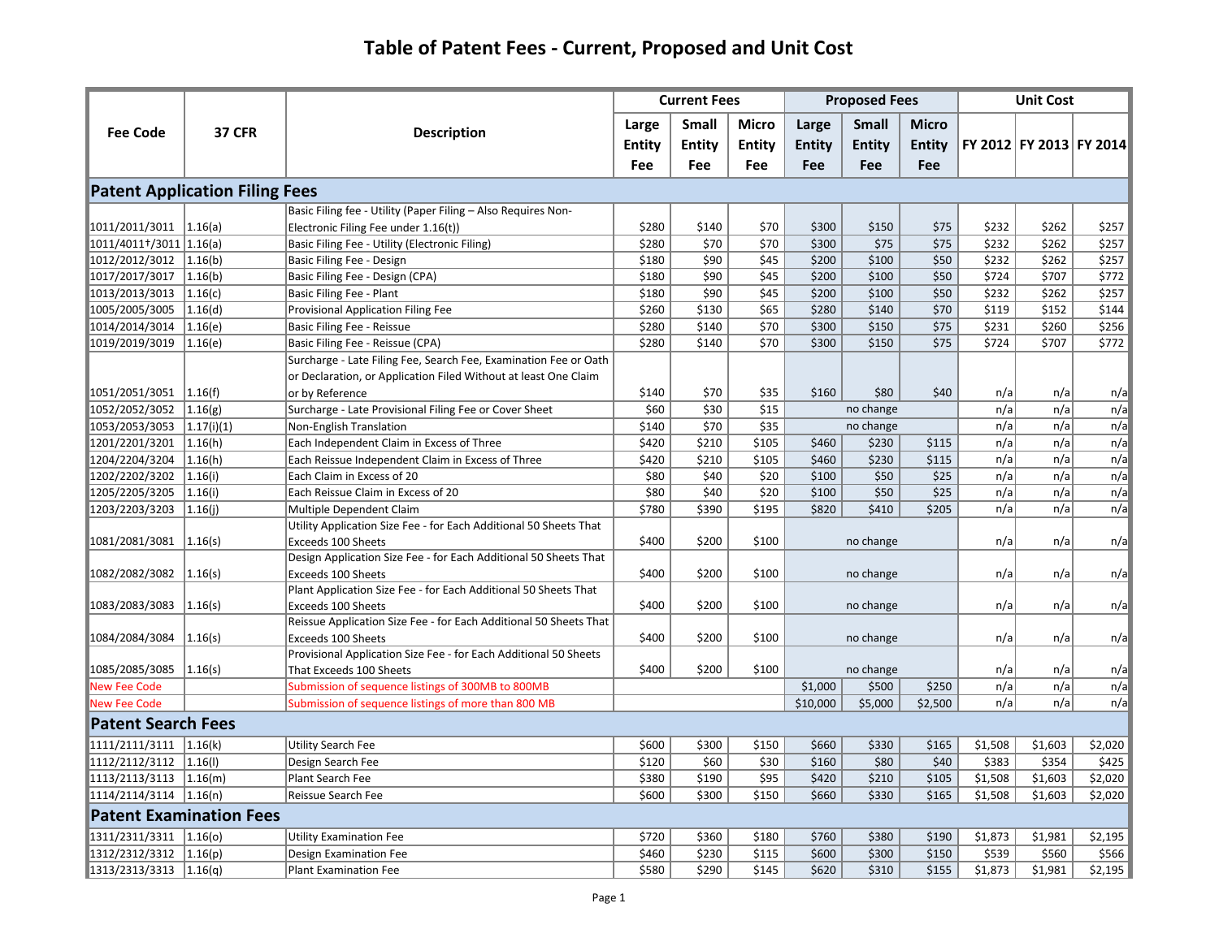# Table of Patent Fees - Current, Proposed and Unit Cost

| Fee Code | 37 CFR | Description | Current Fees | | | Proposed Fees | | | Unit Cost | | |
|---|---|---|---|---|---|---|---|---|---|---|---|
| | | | Large Entity Fee | Small Entity Fee | Micro Entity Fee | Large Entity Fee | Small Entity Fee | Micro Entity Fee | FY 2012 | FY 2013 | FY 2014 |
| **Patent Application Filing Fees** | | | | | | | | | | | |
| 1011/2011/3011 | 1.16(a) | Basic Filing fee - Utility (Paper Filing – Also Requires Non-Electronic Filing Fee under 1.16(t)) | $280 | $140 | $70 | $300 | $150 | $75 | $232 | $262 | $257 |
| 1011/4011†/3011 | 1.16(a) | Basic Filing Fee - Utility (Electronic Filing) | $280 | $70 | $70 | $300 | $75 | $75 | $232 | $262 | $257 |
| 1012/2012/3012 | 1.16(b) | Basic Filing Fee - Design | $180 | $90 | $45 | $200 | $100 | $50 | $232 | $262 | $257 |
| 1017/2017/3017 | 1.16(b) | Basic Filing Fee - Design (CPA) | $180 | $90 | $45 | $200 | $100 | $50 | $724 | $707 | $772 |
| 1013/2013/3013 | 1.16(c) | Basic Filing Fee - Plant | $180 | $90 | $45 | $200 | $100 | $50 | $232 | $262 | $257 |
| 1005/2005/3005 | 1.16(d) | Provisional Application Filing Fee | $260 | $130 | $65 | $280 | $140 | $70 | $119 | $152 | $144 |
| 1014/2014/3014 | 1.16(e) | Basic Filing Fee - Reissue | $280 | $140 | $70 | $300 | $150 | $75 | $231 | $260 | $256 |
| 1019/2019/3019 | 1.16(e) | Basic Filing Fee - Reissue (CPA) | $280 | $140 | $70 | $300 | $150 | $75 | $724 | $707 | $772 |
| 1051/2051/3051 | 1.16(f) | Surcharge - Late Filing Fee, Search Fee, Examination Fee or Oath or Declaration, or Application Filed Without at least One Claim or by Reference | $140 | $70 | $35 | $160 | $80 | $40 | n/a | n/a | n/a |
| 1052/2052/3052 | 1.16(g) | Surcharge - Late Provisional Filing Fee or Cover Sheet | $60 | $30 | $15 | | no change | | n/a | n/a | n/a |
| 1053/2053/3053 | 1.17(i)(1) | Non-English Translation | $140 | $70 | $35 | | no change | | n/a | n/a | n/a |
| 1201/2201/3201 | 1.16(h) | Each Independent Claim in Excess of Three | $420 | $210 | $105 | $460 | $230 | $115 | n/a | n/a | n/a |
| 1204/2204/3204 | 1.16(h) | Each Reissue Independent Claim in Excess of Three | $420 | $210 | $105 | $460 | $230 | $115 | n/a | n/a | n/a |
| 1202/2202/3202 | 1.16(i) | Each Claim in Excess of 20 | $80 | $40 | $20 | $100 | $50 | $25 | n/a | n/a | n/a |
| 1205/2205/3205 | 1.16(i) | Each Reissue Claim in Excess of 20 | $80 | $40 | $20 | $100 | $50 | $25 | n/a | n/a | n/a |
| 1203/2203/3203 | 1.16(j) | Multiple Dependent Claim | $780 | $390 | $195 | $820 | $410 | $205 | n/a | n/a | n/a |
| 1081/2081/3081 | 1.16(s) | Utility Application Size Fee - for Each Additional 50 Sheets That Exceeds 100 Sheets | $400 | $200 | $100 | | no change | | n/a | n/a | n/a |
| 1082/2082/3082 | 1.16(s) | Design Application Size Fee - for Each Additional 50 Sheets That Exceeds 100 Sheets | $400 | $200 | $100 | | no change | | n/a | n/a | n/a |
| 1083/2083/3083 | 1.16(s) | Plant Application Size Fee - for Each Additional 50 Sheets That Exceeds 100 Sheets | $400 | $200 | $100 | | no change | | n/a | n/a | n/a |
| 1084/2084/3084 | 1.16(s) | Reissue Application Size Fee - for Each Additional 50 Sheets That Exceeds 100 Sheets | $400 | $200 | $100 | | no change | | n/a | n/a | n/a |
| 1085/2085/3085 | 1.16(s) | Provisional Application Size Fee - for Each Additional 50 Sheets That Exceeds 100 Sheets | $400 | $200 | $100 | | no change | | n/a | n/a | n/a |
| New Fee Code | | Submission of sequence listings of 300MB to 800MB | | | | $1,000 | $500 | $250 | n/a | n/a | n/a |
| New Fee Code | | Submission of sequence listings of more than 800 MB | | | | $10,000 | $5,000 | $2,500 | n/a | n/a | n/a |
| **Patent Search Fees** | | | | | | | | | | | |
| 1111/2111/3111 | 1.16(k) | Utility Search Fee | $600 | $300 | $150 | $660 | $330 | $165 | $1,508 | $1,603 | $2,020 |
| 1112/2112/3112 | 1.16(l) | Design Search Fee | $120 | $60 | $30 | $160 | $80 | $40 | $383 | $354 | $425 |
| 1113/2113/3113 | 1.16(m) | Plant Search Fee | $380 | $190 | $95 | $420 | $210 | $105 | $1,508 | $1,603 | $2,020 |
| 1114/2114/3114 | 1.16(n) | Reissue Search Fee | $600 | $300 | $150 | $660 | $330 | $165 | $1,508 | $1,603 | $2,020 |
| **Patent Examination Fees** | | | | | | | | | | | |
| 1311/2311/3311 | 1.16(o) | Utility Examination Fee | $720 | $360 | $180 | $760 | $380 | $190 | $1,873 | $1,981 | $2,195 |
| 1312/2312/3312 | 1.16(p) | Design Examination Fee | $460 | $230 | $115 | $600 | $300 | $150 | $539 | $560 | $566 |
| 1313/2313/3313 | 1.16(q) | Plant Examination Fee | $580 | $290 | $145 | $620 | $310 | $155 | $1,873 | $1,981 | $2,195 |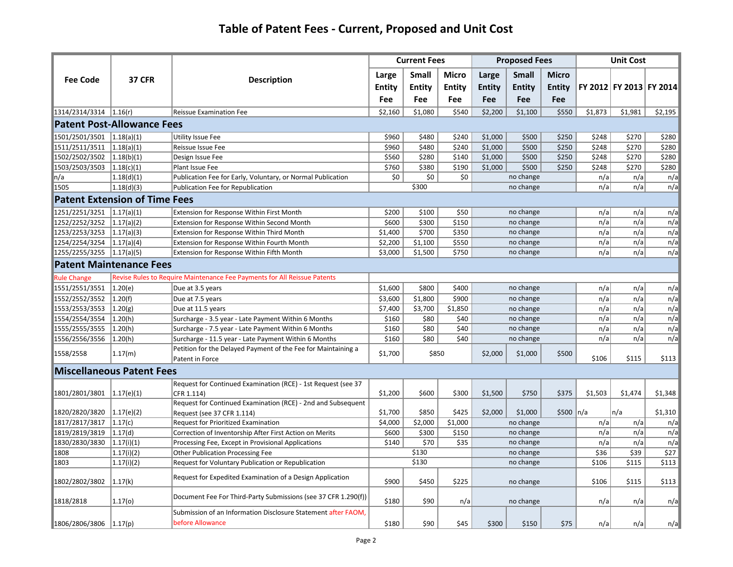# Table of Patent Fees - Current, Proposed and Unit Cost

| Fee Code | 37 CFR | Description | Current Fees | | | Proposed Fees | | | Unit Cost | | |
|---|---|---|---|---|---|---|---|---|---|---|---|
| | | | Large Entity Fee | Small Entity Fee | Micro Entity Fee | Large Entity Fee | Small Entity Fee | Micro Entity Fee | FY 2012 | FY 2013 | FY 2014 |
| 1314/2314/3314 | 1.16(r) | Reissue Examination Fee | $2,160 | $1,080 | $540 | $2,200 | $1,100 | $550 | $1,873 | $1,981 | $2,195 |
| **Patent Post-Allowance Fees** | | | | | | | | | | | |
| 1501/2501/3501 | 1.18(a)(1) | Utility Issue Fee | $960 | $480 | $240 | $1,000 | $500 | $250 | $248 | $270 | $280 |
| 1511/2511/3511 | 1.18(a)(1) | Reissue Issue Fee | $960 | $480 | $240 | $1,000 | $500 | $250 | $248 | $270 | $280 |
| 1502/2502/3502 | 1.18(b)(1) | Design Issue Fee | $560 | $280 | $140 | $1,000 | $500 | $250 | $248 | $270 | $280 |
| 1503/2503/3503 | 1.18(c)(1) | Plant Issue Fee | $760 | $380 | $190 | $1,000 | $500 | $250 | $248 | $270 | $280 |
| n/a | 1.18(d)(1) | Publication Fee for Early, Voluntary, or Normal Publication | $0 | $0 | $0 | no change | | | n/a | n/a | n/a |
| 1505 | 1.18(d)(3) | Publication Fee for Republication | $300 | | | no change | | | n/a | n/a | n/a |
| **Patent Extension of Time Fees** | | | | | | | | | | | |
| 1251/2251/3251 | 1.17(a)(1) | Extension for Response Within First Month | $200 | $100 | $50 | no change | | | n/a | n/a | n/a |
| 1252/2252/3252 | 1.17(a)(2) | Extension for Response Within Second Month | $600 | $300 | $150 | no change | | | n/a | n/a | n/a |
| 1253/2253/3253 | 1.17(a)(3) | Extension for Response Within Third Month | $1,400 | $700 | $350 | no change | | | n/a | n/a | n/a |
| 1254/2254/3254 | 1.17(a)(4) | Extension for Response Within Fourth Month | $2,200 | $1,100 | $550 | no change | | | n/a | n/a | n/a |
| 1255/2255/3255 | 1.17(a)(5) | Extension for Response Within Fifth Month | $3,000 | $1,500 | $750 | no change | | | n/a | n/a | n/a |
| **Patent Maintenance Fees** | | | | | | | | | | | |
| Rule Change | Revise Rules to Require Maintenance Fee Payments for All Reissue Patents | | | | | | | | | | |
| 1551/2551/3551 | 1.20(e) | Due at 3.5 years | $1,600 | $800 | $400 | no change | | | n/a | n/a | n/a |
| 1552/2552/3552 | 1.20(f) | Due at 7.5 years | $3,600 | $1,800 | $900 | no change | | | n/a | n/a | n/a |
| 1553/2553/3553 | 1.20(g) | Due at 11.5 years | $7,400 | $3,700 | $1,850 | no change | | | n/a | n/a | n/a |
| 1554/2554/3554 | 1.20(h) | Surcharge - 3.5 year - Late Payment Within 6 Months | $160 | $80 | $40 | no change | | | n/a | n/a | n/a |
| 1555/2555/3555 | 1.20(h) | Surcharge - 7.5 year - Late Payment Within 6 Months | $160 | $80 | $40 | no change | | | n/a | n/a | n/a |
| 1556/2556/3556 | 1.20(h) | Surcharge - 11.5 year - Late Payment Within 6 Months | $160 | $80 | $40 | no change | | | n/a | n/a | n/a |
| 1558/2558 | 1.17(m) | Petition for the Delayed Payment of the Fee for Maintaining a Patent in Force | $1,700 | $850 | | $2,000 | $1,000 | $500 | $106 | $115 | $113 |
| **Miscellaneous Patent Fees** | | | | | | | | | | | |
| 1801/2801/3801 | 1.17(e)(1) | Request for Continued Examination (RCE) - 1st Request (see 37 CFR 1.114) | $1,200 | $600 | $300 | $1,500 | $750 | $375 | $1,503 | $1,474 | $1,348 |
| 1820/2820/3820 | 1.17(e)(2) | Request for Continued Examination (RCE) - 2nd and Subsequent Request (see 37 CFR 1.114) | $1,700 | $850 | $425 | $2,000 | $1,000 | $500 | n/a | n/a | $1,310 |
| 1817/2817/3817 | 1.17(c) | Request for Prioritized Examination | $4,000 | $2,000 | $1,000 | no change | | | n/a | n/a | n/a |
| 1819/2819/3819 | 1.17(d) | Correction of Inventorship After First Action on Merits | $600 | $300 | $150 | no change | | | n/a | n/a | n/a |
| 1830/2830/3830 | 1.17(i)(1) | Processing Fee, Except in Provisional Applications | $140 | $70 | $35 | no change | | | n/a | n/a | n/a |
| 1808 | 1.17(i)(2) | Other Publication Processing Fee | $130 | | | no change | | | $36 | $39 | $27 |
| 1803 | 1.17(i)(2) | Request for Voluntary Publication or Republication | $130 | | | no change | | | $106 | $115 | $113 |
| 1802/2802/3802 | 1.17(k) | Request for Expedited Examination of a Design Application | $900 | $450 | $225 | no change | | | $106 | $115 | $113 |
| 1818/2818 | 1.17(o) | Document Fee For Third-Party Submissions (see 37 CFR 1.290(f)) | $180 | $90 | n/a | no change | | | n/a | n/a | n/a |
| 1806/2806/3806 | 1.17(p) | Submission of an Information Disclosure Statement after FAOM, before Allowance | $180 | $90 | $45 | $300 | $150 | $75 | n/a | n/a | n/a |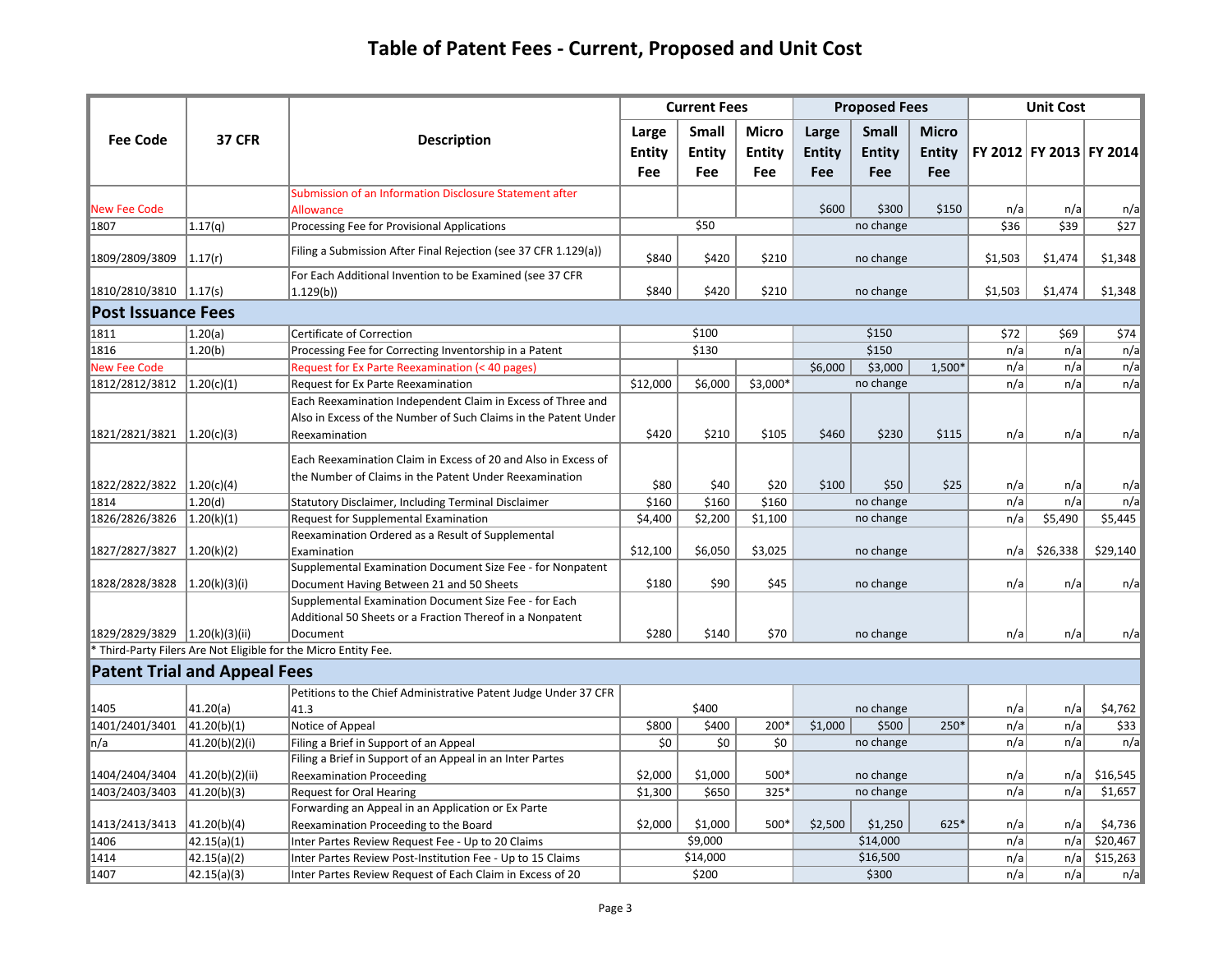# Table of Patent Fees - Current, Proposed and Unit Cost

| Fee Code | 37 CFR | Description | Current Fees | | | Proposed Fees | | | Unit Cost | | |
|---|---|---|---|---|---|---|---|---|---|---|---|
| | | | Large Entity Fee | Small Entity Fee | Micro Entity Fee | Large Entity Fee | Small Entity Fee | Micro Entity Fee | FY 2012 | FY 2013 | FY 2014 |
| New Fee Code | | Submission of an Information Disclosure Statement after Allowance | | | | $600 | $300 | $150 | n/a | n/a | n/a |
| 1807 | 1.17(q) | Processing Fee for Provisional Applications | $50 | | | no change | | | $36 | $39 | $27 |
| 1809/2809/3809 | 1.17(r) | Filing a Submission After Final Rejection (see 37 CFR 1.129(a)) | $840 | $420 | $210 | no change | | | $1,503 | $1,474 | $1,348 |
| 1810/2810/3810 | 1.17(s) | For Each Additional Invention to be Examined (see 37 CFR 1.129(b)) | $840 | $420 | $210 | no change | | | $1,503 | $1,474 | $1,348 |
| **Post Issuance Fees** | | | | | | | | | | | |
| 1811 | 1.20(a) | Certificate of Correction | $100 | | | $150 | | | $72 | $69 | $74 |
| 1816 | 1.20(b) | Processing Fee for Correcting Inventorship in a Patent | $130 | | | $150 | | | n/a | n/a | n/a |
| New Fee Code | | Request for Ex Parte Reexamination (< 40 pages) | | | | $6,000 | $3,000 | 1,500* | n/a | n/a | n/a |
| 1812/2812/3812 | 1.20(c)(1) | Request for Ex Parte Reexamination | $12,000 | $6,000 | $3,000* | no change | | | n/a | n/a | n/a |
| 1821/2821/3821 | 1.20(c)(3) | Each Reexamination Independent Claim in Excess of Three and Also in Excess of the Number of Such Claims in the Patent Under Reexamination | $420 | $210 | $105 | $460 | $230 | $115 | n/a | n/a | n/a |
| 1822/2822/3822 | 1.20(c)(4) | Each Reexamination Claim in Excess of 20 and Also in Excess of the Number of Claims in the Patent Under Reexamination | $80 | $40 | $20 | $100 | $50 | $25 | n/a | n/a | n/a |
| 1814 | 1.20(d) | Statutory Disclaimer, Including Terminal Disclaimer | $160 | $160 | $160 | no change | | | n/a | n/a | n/a |
| 1826/2826/3826 | 1.20(k)(1) | Request for Supplemental Examination | $4,400 | $2,200 | $1,100 | no change | | | n/a | $5,490 | $5,445 |
| 1827/2827/3827 | 1.20(k)(2) | Reexamination Ordered as a Result of Supplemental Examination | $12,100 | $6,050 | $3,025 | no change | | | n/a | $26,338 | $29,140 |
| 1828/2828/3828 | 1.20(k)(3)(i) | Supplemental Examination Document Size Fee - for Nonpatent Document Having Between 21 and 50 Sheets | $180 | $90 | $45 | no change | | | n/a | n/a | n/a |
| 1829/2829/3829 | 1.20(k)(3)(ii) | Supplemental Examination Document Size Fee - for Each Additional 50 Sheets or a Fraction Thereof in a Nonpatent Document | $280 | $140 | $70 | no change | | | n/a | n/a | n/a |
| * Third-Party Filers Are Not Eligible for the Micro Entity Fee. | | | | | | | | | | | |
| **Patent Trial and Appeal Fees** | | | | | | | | | | | |
| 1405 | 41.20(a) | Petitions to the Chief Administrative Patent Judge Under 37 CFR 41.3 | $400 | | | no change | | | n/a | n/a | $4,762 |
| 1401/2401/3401 | 41.20(b)(1) | Notice of Appeal | $800 | $400 | 200* | $1,000 | $500 | 250* | n/a | n/a | $33 |
| n/a | 41.20(b)(2)(i) | Filing a Brief in Support of an Appeal | $0 | $0 | $0 | no change | | | n/a | n/a | n/a |
| 1404/2404/3404 | 41.20(b)(2)(ii) | Filing a Brief in Support of an Appeal in an Inter Partes Reexamination Proceeding | $2,000 | $1,000 | 500* | no change | | | n/a | n/a | $16,545 |
| 1403/2403/3403 | 41.20(b)(3) | Request for Oral Hearing | $1,300 | $650 | 325* | no change | | | n/a | n/a | $1,657 |
| 1413/2413/3413 | 41.20(b)(4) | Forwarding an Appeal in an Application or Ex Parte Reexamination Proceeding to the Board | $2,000 | $1,000 | 500* | $2,500 | $1,250 | 625* | n/a | n/a | $4,736 |
| 1406 | 42.15(a)(1) | Inter Partes Review Request Fee - Up to 20 Claims | $9,000 | | | $14,000 | | | n/a | n/a | $20,467 |
| 1414 | 42.15(a)(2) | Inter Partes Review Post-Institution Fee - Up to 15 Claims | $14,000 | | | $16,500 | | | n/a | n/a | $15,263 |
| 1407 | 42.15(a)(3) | Inter Partes Review Request of Each Claim in Excess of 20 | $200 | | | $300 | | | n/a | n/a | n/a |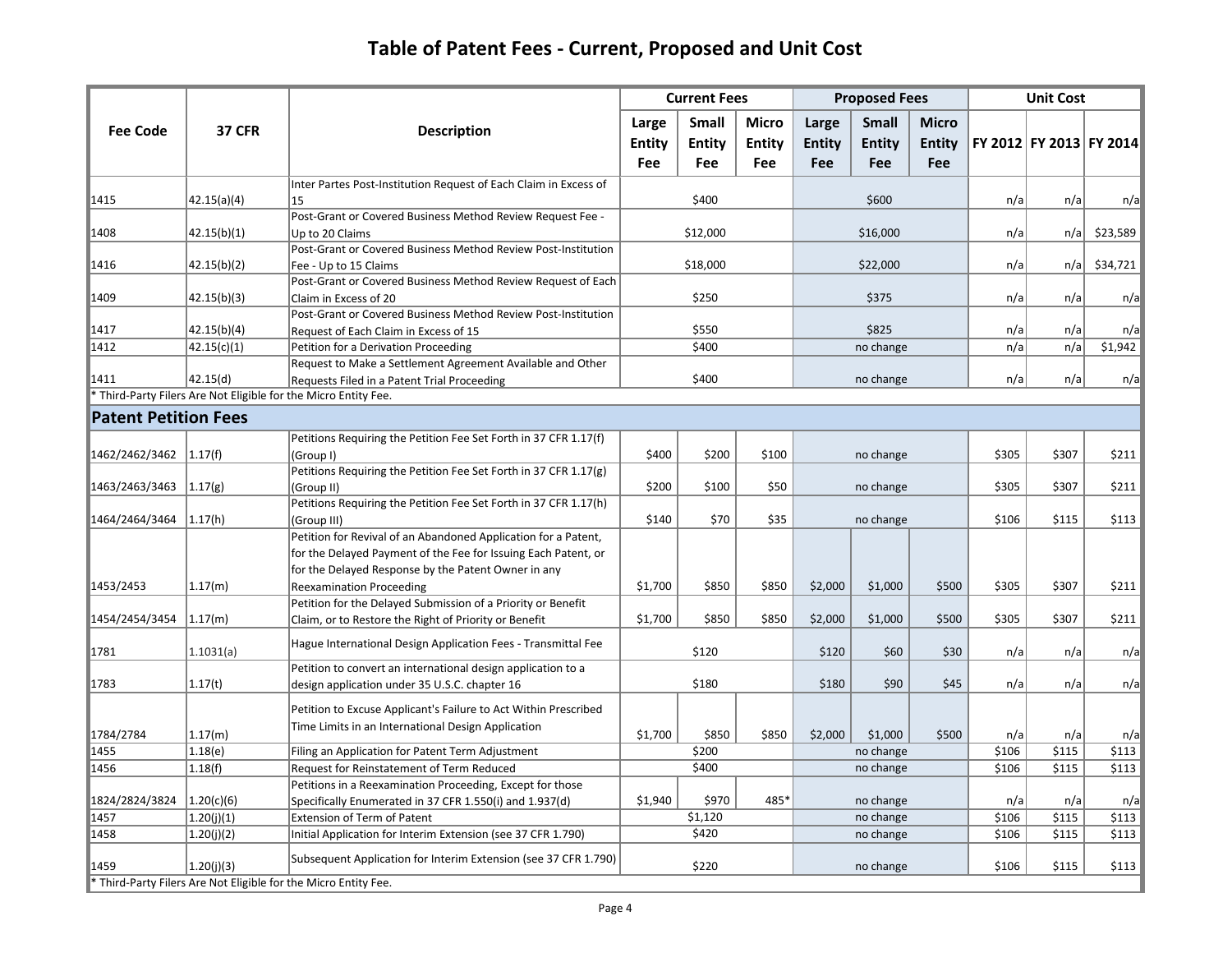# Table of Patent Fees - Current, Proposed and Unit Cost

| Fee Code | 37 CFR | Description | Current Fees | | | Proposed Fees | | | Unit Cost | | |
|---|---|---|---|---|---|---|---|---|---|---|---|
| | | | Large Entity Fee | Small Entity Fee | Micro Entity Fee | Large Entity Fee | Small Entity Fee | Micro Entity Fee | FY 2012 | FY 2013 | FY 2014 |
| 1415 | 42.15(a)(4) | Inter Partes Post-Institution Request of Each Claim in Excess of 15 | $400 | | | $600 | | | n/a | n/a | n/a |
| 1408 | 42.15(b)(1) | Post-Grant or Covered Business Method Review Request Fee - Up to 20 Claims | $12,000 | | | $16,000 | | | n/a | n/a | $23,589 |
| 1416 | 42.15(b)(2) | Post-Grant or Covered Business Method Review Post-Institution Fee - Up to 15 Claims | $18,000 | | | $22,000 | | | n/a | n/a | $34,721 |
| 1409 | 42.15(b)(3) | Post-Grant or Covered Business Method Review Request of Each Claim in Excess of 20 | $250 | | | $375 | | | n/a | n/a | n/a |
| 1417 | 42.15(b)(4) | Post-Grant or Covered Business Method Review Post-Institution Request of Each Claim in Excess of 15 | $550 | | | $825 | | | n/a | n/a | n/a |
| 1412 | 42.15(c)(1) | Petition for a Derivation Proceeding | $400 | | | no change | | | n/a | n/a | $1,942 |
| 1411 | 42.15(d) | Request to Make a Settlement Agreement Available and Other Requests Filed in a Patent Trial Proceeding | $400 | | | no change | | | n/a | n/a | n/a |

* Third-Party Filers Are Not Eligible for the Micro Entity Fee.

## Patent Petition Fees

| Fee Code | 37 CFR | Description | Current Fees | | | Proposed Fees | | | Unit Cost | | |
|---|---|---|---|---|---|---|---|---|---|---|---|
| | | | Large Entity Fee | Small Entity Fee | Micro Entity Fee | Large Entity Fee | Small Entity Fee | Micro Entity Fee | FY 2012 | FY 2013 | FY 2014 |
| 1462/2462/3462 | 1.17(f) | Petitions Requiring the Petition Fee Set Forth in 37 CFR 1.17(f) (Group I) | $400 | $200 | $100 | no change | | | $305 | $307 | $211 |
| 1463/2463/3463 | 1.17(g) | Petitions Requiring the Petition Fee Set Forth in 37 CFR 1.17(g) (Group II) | $200 | $100 | $50 | no change | | | $305 | $307 | $211 |
| 1464/2464/3464 | 1.17(h) | Petitions Requiring the Petition Fee Set Forth in 37 CFR 1.17(h) (Group III) | $140 | $70 | $35 | no change | | | $106 | $115 | $113 |
| 1453/2453 | 1.17(m) | Petition for Revival of an Abandoned Application for a Patent, for the Delayed Payment of the Fee for Issuing Each Patent, or for the Delayed Response by the Patent Owner in any Reexamination Proceeding | $1,700 | $850 | $850 | $2,000 | $1,000 | $500 | $305 | $307 | $211 |
| 1454/2454/3454 | 1.17(m) | Petition for the Delayed Submission of a Priority or Benefit Claim, or to Restore the Right of Priority or Benefit | $1,700 | $850 | $850 | $2,000 | $1,000 | $500 | $305 | $307 | $211 |
| 1781 | 1.1031(a) | Hague International Design Application Fees - Transmittal Fee | $120 | | | $120 | $60 | $30 | n/a | n/a | n/a |
| 1783 | 1.17(t) | Petition to convert an international design application to a design application under 35 U.S.C. chapter 16 | $180 | | | $180 | $90 | $45 | n/a | n/a | n/a |
| 1784/2784 | 1.17(m) | Petition to Excuse Applicant's Failure to Act Within Prescribed Time Limits in an International Design Application | $1,700 | $850 | $850 | $2,000 | $1,000 | $500 | n/a | n/a | n/a |
| 1455 | 1.18(e) | Filing an Application for Patent Term Adjustment | $200 | | | no change | | | $106 | $115 | $113 |
| 1456 | 1.18(f) | Request for Reinstatement of Term Reduced | $400 | | | no change | | | $106 | $115 | $113 |
| 1824/2824/3824 | 1.20(c)(6) | Petitions in a Reexamination Proceeding, Except for those Specifically Enumerated in 37 CFR 1.550(i) and 1.937(d) | $1,940 | $970 | 485* | no change | | | n/a | n/a | n/a |
| 1457 | 1.20(j)(1) | Extension of Term of Patent | $1,120 | | | no change | | | $106 | $115 | $113 |
| 1458 | 1.20(j)(2) | Initial Application for Interim Extension (see 37 CFR 1.790) | $420 | | | no change | | | $106 | $115 | $113 |
| 1459 | 1.20(j)(3) | Subsequent Application for Interim Extension (see 37 CFR 1.790) | $220 | | | no change | | | $106 | $115 | $113 |

* Third-Party Filers Are Not Eligible for the Micro Entity Fee.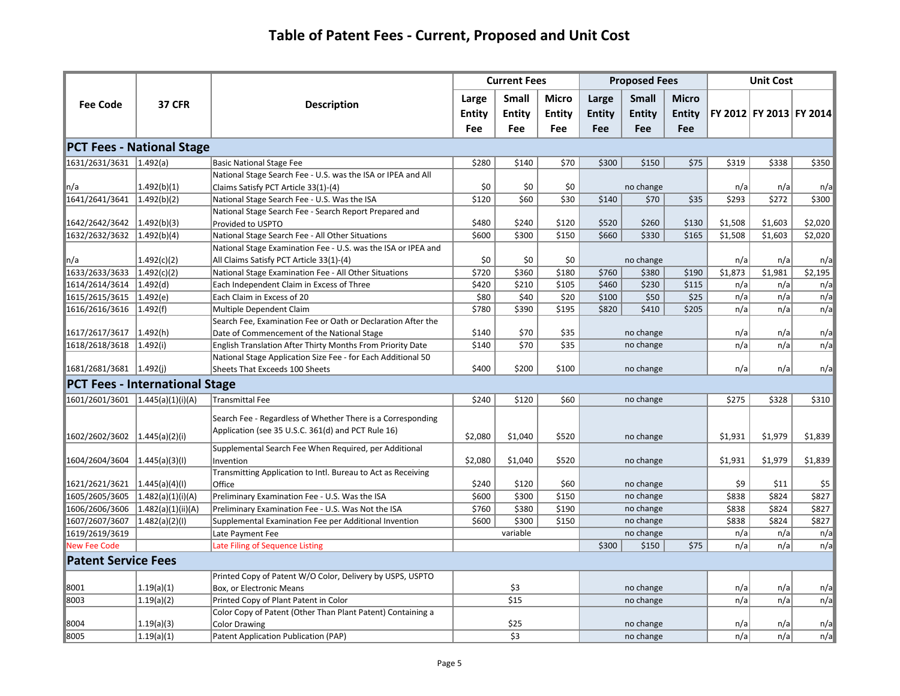# Table of Patent Fees - Current, Proposed and Unit Cost

| Fee Code | 37 CFR | Description | Current Fees | | | Proposed Fees | | | Unit Cost | | |
|---|---|---|---|---|---|---|---|---|---|---|---|
| | | | Large Entity Fee | Small Entity Fee | Micro Entity Fee | Large Entity Fee | Small Entity Fee | Micro Entity Fee | FY 2012 | FY 2013 | FY 2014 |
| **PCT Fees - National Stage** | | | | | | | | | | | |
| 1631/2631/3631 | 1.492(a) | Basic National Stage Fee | $280 | $140 | $70 | $300 | $150 | $75 | $319 | $338 | $350 |
| n/a | 1.492(b)(1) | National Stage Search Fee - U.S. was the ISA or IPEA and All Claims Satisfy PCT Article 33(1)-(4) | $0 | $0 | $0 | | no change | | n/a | n/a | n/a |
| 1641/2641/3641 | 1.492(b)(2) | National Stage Search Fee - U.S. Was the ISA | $120 | $60 | $30 | $140 | $70 | $35 | $293 | $272 | $300 |
| 1642/2642/3642 | 1.492(b)(3) | National Stage Search Fee - Search Report Prepared and Provided to USPTO | $480 | $240 | $120 | $520 | $260 | $130 | $1,508 | $1,603 | $2,020 |
| 1632/2632/3632 | 1.492(b)(4) | National Stage Search Fee - All Other Situations | $600 | $300 | $150 | $660 | $330 | $165 | $1,508 | $1,603 | $2,020 |
| n/a | 1.492(c)(2) | National Stage Examination Fee - U.S. was the ISA or IPEA and All Claims Satisfy PCT Article 33(1)-(4) | $0 | $0 | $0 | | no change | | n/a | n/a | n/a |
| 1633/2633/3633 | 1.492(c)(2) | National Stage Examination Fee - All Other Situations | $720 | $360 | $180 | $760 | $380 | $190 | $1,873 | $1,981 | $2,195 |
| 1614/2614/3614 | 1.492(d) | Each Independent Claim in Excess of Three | $420 | $210 | $105 | $460 | $230 | $115 | n/a | n/a | n/a |
| 1615/2615/3615 | 1.492(e) | Each Claim in Excess of 20 | $80 | $40 | $20 | $100 | $50 | $25 | n/a | n/a | n/a |
| 1616/2616/3616 | 1.492(f) | Multiple Dependent Claim | $780 | $390 | $195 | $820 | $410 | $205 | n/a | n/a | n/a |
| 1617/2617/3617 | 1.492(h) | Search Fee, Examination Fee or Oath or Declaration After the Date of Commencement of the National Stage | $140 | $70 | $35 | | no change | | n/a | n/a | n/a |
| 1618/2618/3618 | 1.492(i) | English Translation After Thirty Months From Priority Date | $140 | $70 | $35 | | no change | | n/a | n/a | n/a |
| 1681/2681/3681 | 1.492(j) | National Stage Application Size Fee - for Each Additional 50 Sheets That Exceeds 100 Sheets | $400 | $200 | $100 | | no change | | n/a | n/a | n/a |
| **PCT Fees - International Stage** | | | | | | | | | | | |
| 1601/2601/3601 | 1.445(a)(1)(i)(A) | Transmittal Fee | $240 | $120 | $60 | | no change | | $275 | $328 | $310 |
| 1602/2602/3602 | 1.445(a)(2)(i) | Search Fee - Regardless of Whether There is a Corresponding Application (see 35 U.S.C. 361(d) and PCT Rule 16) | $2,080 | $1,040 | $520 | | no change | | $1,931 | $1,979 | $1,839 |
| 1604/2604/3604 | 1.445(a)(3)(I) | Supplemental Search Fee When Required, per Additional Invention | $2,080 | $1,040 | $520 | | no change | | $1,931 | $1,979 | $1,839 |
| 1621/2621/3621 | 1.445(a)(4)(I) | Transmitting Application to Intl. Bureau to Act as Receiving Office | $240 | $120 | $60 | | no change | | $9 | $11 | $5 |
| 1605/2605/3605 | 1.482(a)(1)(i)(A) | Preliminary Examination Fee - U.S. Was the ISA | $600 | $300 | $150 | | no change | | $838 | $824 | $827 |
| 1606/2606/3606 | 1.482(a)(1)(ii)(A) | Preliminary Examination Fee - U.S. Was Not the ISA | $760 | $380 | $190 | | no change | | $838 | $824 | $827 |
| 1607/2607/3607 | 1.482(a)(2)(I) | Supplemental Examination Fee per Additional Invention | $600 | $300 | $150 | | no change | | $838 | $824 | $827 |
| 1619/2619/3619 | | Late Payment Fee | | variable | | | no change | | n/a | n/a | n/a |
| New Fee Code | | Late Filing of Sequence Listing | | | | $300 | $150 | $75 | n/a | n/a | n/a |
| **Patent Service Fees** | | | | | | | | | | | |
| 8001 | 1.19(a)(1) | Printed Copy of Patent W/O Color, Delivery by USPS, USPTO Box, or Electronic Means | | $3 | | | no change | | n/a | n/a | n/a |
| 8003 | 1.19(a)(2) | Printed Copy of Plant Patent in Color | | $15 | | | no change | | n/a | n/a | n/a |
| 8004 | 1.19(a)(3) | Color Copy of Patent (Other Than Plant Patent) Containing a Color Drawing | | $25 | | | no change | | n/a | n/a | n/a |
| 8005 | 1.19(a)(1) | Patent Application Publication (PAP) | | $3 | | | no change | | n/a | n/a | n/a |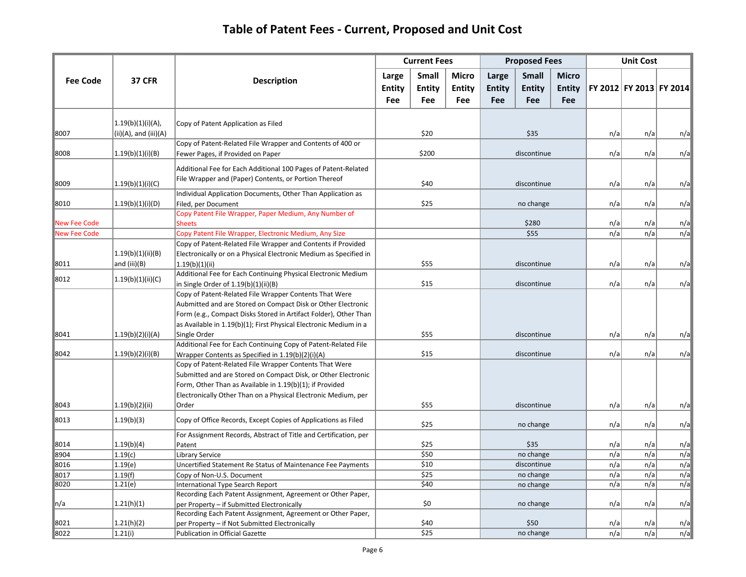# Table of Patent Fees - Current, Proposed and Unit Cost

| Fee Code | 37 CFR | Description | Current Fees | | | Proposed Fees | | | Unit Cost | | |
|---|---|---|---|---|---|---|---|---|---|---|---|
| | | | Large Entity Fee | Small Entity Fee | Micro Entity Fee | Large Entity Fee | Small Entity Fee | Micro Entity Fee | FY 2012 | FY 2013 | FY 2014 |
| 8007 | 1.19(b)(1)(i)(A), (ii)(A), and (iii)(A) | Copy of Patent Application as Filed | | $20 | | | $35 | | n/a | n/a | n/a |
| 8008 | 1.19(b)(1)(i)(B) | Copy of Patent-Related File Wrapper and Contents of 400 or Fewer Pages, if Provided on Paper | | $200 | | | discontinue | | n/a | n/a | n/a |
| 8009 | 1.19(b)(1)(i)(C) | Additional Fee for Each Additional 100 Pages of Patent-Related File Wrapper and (Paper) Contents, or Portion Thereof | | $40 | | | discontinue | | n/a | n/a | n/a |
| 8010 | 1.19(b)(1)(i)(D) | Individual Application Documents, Other Than Application as Filed, per Document | | $25 | | | no change | | n/a | n/a | n/a |
| New Fee Code | | Copy Patent File Wrapper, Paper Medium, Any Number of Sheets | | | | | $280 | | n/a | n/a | n/a |
| New Fee Code | | Copy Patent File Wrapper, Electronic Medium, Any Size | | | | | $55 | | n/a | n/a | n/a |
| 8011 | 1.19(b)(1)(ii)(B) and (iii)(B) | Copy of Patent-Related File Wrapper and Contents if Provided Electronically or on a Physical Electronic Medium as Specified in 1.19(b)(1)(ii) | | $55 | | | discontinue | | n/a | n/a | n/a |
| 8012 | 1.19(b)(1)(ii)(C) | Additional Fee for Each Continuing Physical Electronic Medium in Single Order of 1.19(b)(1)(ii)(B) | | $15 | | | discontinue | | n/a | n/a | n/a |
| 8041 | 1.19(b)(2)(i)(A) | Copy of Patent-Related File Wrapper Contents That Were Aubmitted and are Stored on Compact Disk or Other Electronic Form (e.g., Compact Disks Stored in Artifact Folder), Other Than as Available in 1.19(b)(1); First Physical Electronic Medium in a Single Order | | $55 | | | discontinue | | n/a | n/a | n/a |
| 8042 | 1.19(b)(2)(i)(B) | Additional Fee for Each Continuing Copy of Patent-Related File Wrapper Contents as Specified in 1.19(b)(2)(i)(A) | | $15 | | | discontinue | | n/a | n/a | n/a |
| 8043 | 1.19(b)(2)(ii) | Copy of Patent-Related File Wrapper Contents That Were Submitted and are Stored on Compact Disk, or Other Electronic Form, Other Than as Available in 1.19(b)(1); if Provided Electronically Other Than on a Physical Electronic Medium, per Order | | $55 | | | discontinue | | n/a | n/a | n/a |
| 8013 | 1.19(b)(3) | Copy of Office Records, Except Copies of Applications as Filed | | $25 | | | no change | | n/a | n/a | n/a |
| 8014 | 1.19(b)(4) | For Assignment Records, Abstract of Title and Certification, per Patent | | $25 | | | $35 | | n/a | n/a | n/a |
| 8904 | 1.19(c) | Library Service | | $50 | | | no change | | n/a | n/a | n/a |
| 8016 | 1.19(e) | Uncertified Statement Re Status of Maintenance Fee Payments | | $10 | | | discontinue | | n/a | n/a | n/a |
| 8017 | 1.19(f) | Copy of Non-U.S. Document | | $25 | | | no change | | n/a | n/a | n/a |
| 8020 | 1.21(e) | International Type Search Report | | $40 | | | no change | | n/a | n/a | n/a |
| n/a | 1.21(h)(1) | Recording Each Patent Assignment, Agreement or Other Paper, per Property – if Submitted Electronically | | $0 | | | no change | | n/a | n/a | n/a |
| 8021 | 1.21(h)(2) | Recording Each Patent Assignment, Agreement or Other Paper, per Property – if Not Submitted Electronically | | $40 | | | $50 | | n/a | n/a | n/a |
| 8022 | 1.21(i) | Publication in Official Gazette | | $25 | | | no change | | n/a | n/a | n/a |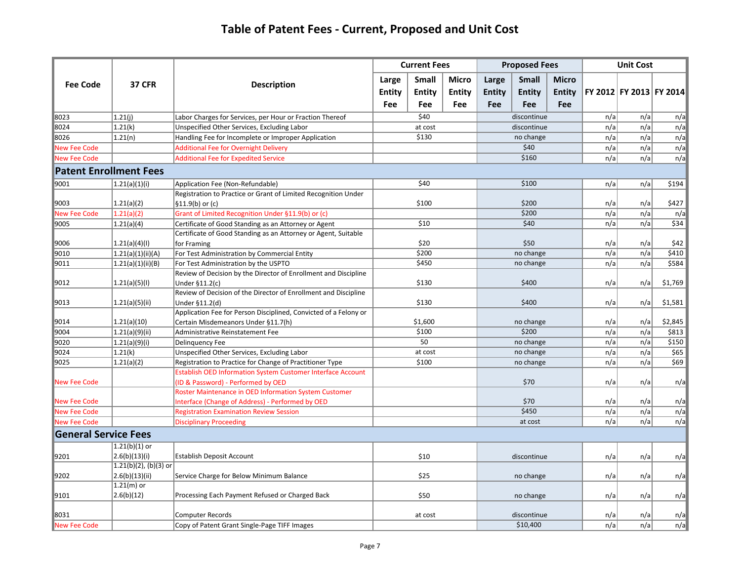# Table of Patent Fees - Current, Proposed and Unit Cost

| Fee Code | 37 CFR | Description | Current Fees | | | Proposed Fees | | | Unit Cost | | |
|---|---|---|---|---|---|---|---|---|---|---|---|
| | | | Large Entity Fee | Small Entity Fee | Micro Entity Fee | Large Entity Fee | Small Entity Fee | Micro Entity Fee | FY 2012 | FY 2013 | FY 2014 |
| 8023 | 1.21(j) | Labor Charges for Services, per Hour or Fraction Thereof | $40 | | | discontinue | | | n/a | n/a | n/a |
| 8024 | 1.21(k) | Unspecified Other Services, Excluding Labor | at cost | | | discontinue | | | n/a | n/a | n/a |
| 8026 | 1.21(n) | Handling Fee for Incomplete or Improper Application | $130 | | | no change | | | n/a | n/a | n/a |
| New Fee Code | | Additional Fee for Overnight Delivery | | | | $40 | | | n/a | n/a | n/a |
| New Fee Code | | Additional Fee for Expedited Service | | | | $160 | | | n/a | n/a | n/a |
| **Patent Enrollment Fees** | | | | | | | | | | | |
| 9001 | 1.21(a)(1)(i) | Application Fee (Non-Refundable) | $40 | | | $100 | | | n/a | n/a | $194 |
| 9003 | 1.21(a)(2) | Registration to Practice or Grant of Limited Recognition Under §11.9(b) or (c) | $100 | | | $200 | | | n/a | n/a | $427 |
| New Fee Code | 1.21(a)(2) | Grant of Limited Recognition Under §11.9(b) or (c) | | | | $200 | | | n/a | n/a | n/a |
| 9005 | 1.21(a)(4) | Certificate of Good Standing as an Attorney or Agent | $10 | | | $40 | | | n/a | n/a | $34 |
| 9006 | 1.21(a)(4)(I) | Certificate of Good Standing as an Attorney or Agent, Suitable for Framing | $20 | | | $50 | | | n/a | n/a | $42 |
| 9010 | 1.21(a)(1)(ii)(A) | For Test Administration by Commercial Entity | $200 | | | no change | | | n/a | n/a | $410 |
| 9011 | 1.21(a)(1)(ii)(B) | For Test Administration by the USPTO | $450 | | | no change | | | n/a | n/a | $584 |
| 9012 | 1.21(a)(5)(I) | Review of Decision by the Director of Enrollment and Discipline Under §11.2(c) | $130 | | | $400 | | | n/a | n/a | $1,769 |
| 9013 | 1.21(a)(5)(ii) | Review of Decision of the Director of Enrollment and Discipline Under §11.2(d) | $130 | | | $400 | | | n/a | n/a | $1,581 |
| 9014 | 1.21(a)(10) | Application Fee for Person Disciplined, Convicted of a Felony or Certain Misdemeanors Under §11.7(h) | $1,600 | | | no change | | | n/a | n/a | $2,845 |
| 9004 | 1.21(a)(9)(ii) | Administrative Reinstatement Fee | $100 | | | $200 | | | n/a | n/a | $813 |
| 9020 | 1.21(a)(9)(i) | Delinquency Fee | 50 | | | no change | | | n/a | n/a | $150 |
| 9024 | 1.21(k) | Unspecified Other Services, Excluding Labor | at cost | | | no change | | | n/a | n/a | $65 |
| 9025 | 1.21(a)(2) | Registration to Practice for Change of Practitioner Type | $100 | | | no change | | | n/a | n/a | $69 |
| New Fee Code | | Establish OED Information System Customer Interface Account (ID & Password) - Performed by OED | | | | $70 | | | n/a | n/a | n/a |
| New Fee Code | | Roster Maintenance in OED Information System Customer Interface (Change of Address) - Performed by OED | | | | $70 | | | n/a | n/a | n/a |
| New Fee Code | | Registration Examination Review Session | | | | $450 | | | n/a | n/a | n/a |
| New Fee Code | | Disciplinary Proceeding | | | | at cost | | | n/a | n/a | n/a |
| **General Service Fees** | | | | | | | | | | | |
| 9201 | 1.21(b)(1) or 2.6(b)(13)(i) | Establish Deposit Account | $10 | | | discontinue | | | n/a | n/a | n/a |
| 9202 | 1.21(b)(2), (b)(3) or 2.6(b)(13)(ii) | Service Charge for Below Minimum Balance | $25 | | | no change | | | n/a | n/a | n/a |
| 9101 | 1.21(m) or 2.6(b)(12) | Processing Each Payment Refused or Charged Back | $50 | | | no change | | | n/a | n/a | n/a |
| 8031 | | Computer Records | at cost | | | discontinue | | | n/a | n/a | n/a |
| New Fee Code | | Copy of Patent Grant Single-Page TIFF Images | | | | $10,400 | | | n/a | n/a | n/a |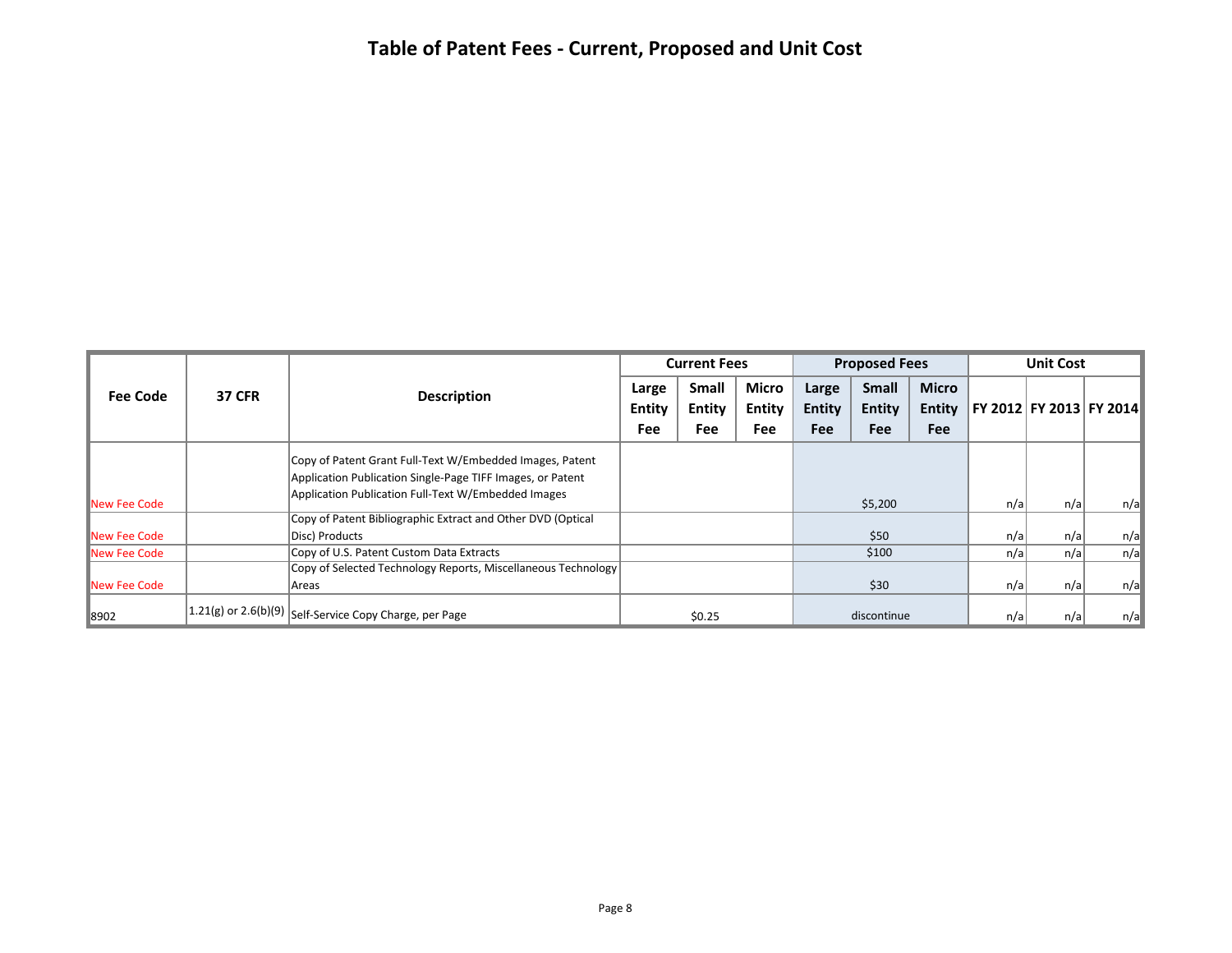# Table of Patent Fees - Current, Proposed and Unit Cost

| Fee Code | 37 CFR | Description | Current Fees | | | Proposed Fees | | | Unit Cost | | |
|---|---|---|---|---|---|---|---|---|---|---|---|
| | | | Large Entity Fee | Small Entity Fee | Micro Entity Fee | Large Entity Fee | Small Entity Fee | Micro Entity Fee | FY 2012 | FY 2013 | FY 2014 |
| New Fee Code | | Copy of Patent Grant Full-Text W/Embedded Images, Patent Application Publication Single-Page TIFF Images, or Patent Application Publication Full-Text W/Embedded Images | | | | | $5,200 | | n/a | n/a | n/a |
| New Fee Code | | Copy of Patent Bibliographic Extract and Other DVD (Optical Disc) Products | | | | | $50 | | n/a | n/a | n/a |
| New Fee Code | | Copy of U.S. Patent Custom Data Extracts | | | | | $100 | | n/a | n/a | n/a |
| New Fee Code | | Copy of Selected Technology Reports, Miscellaneous Technology Areas | | | | | $30 | | n/a | n/a | n/a |
| 8902 | 1.21(g) or 2.6(b)(9) | Self-Service Copy Charge, per Page | | $0.25 | | | discontinue | | n/a | n/a | n/a |